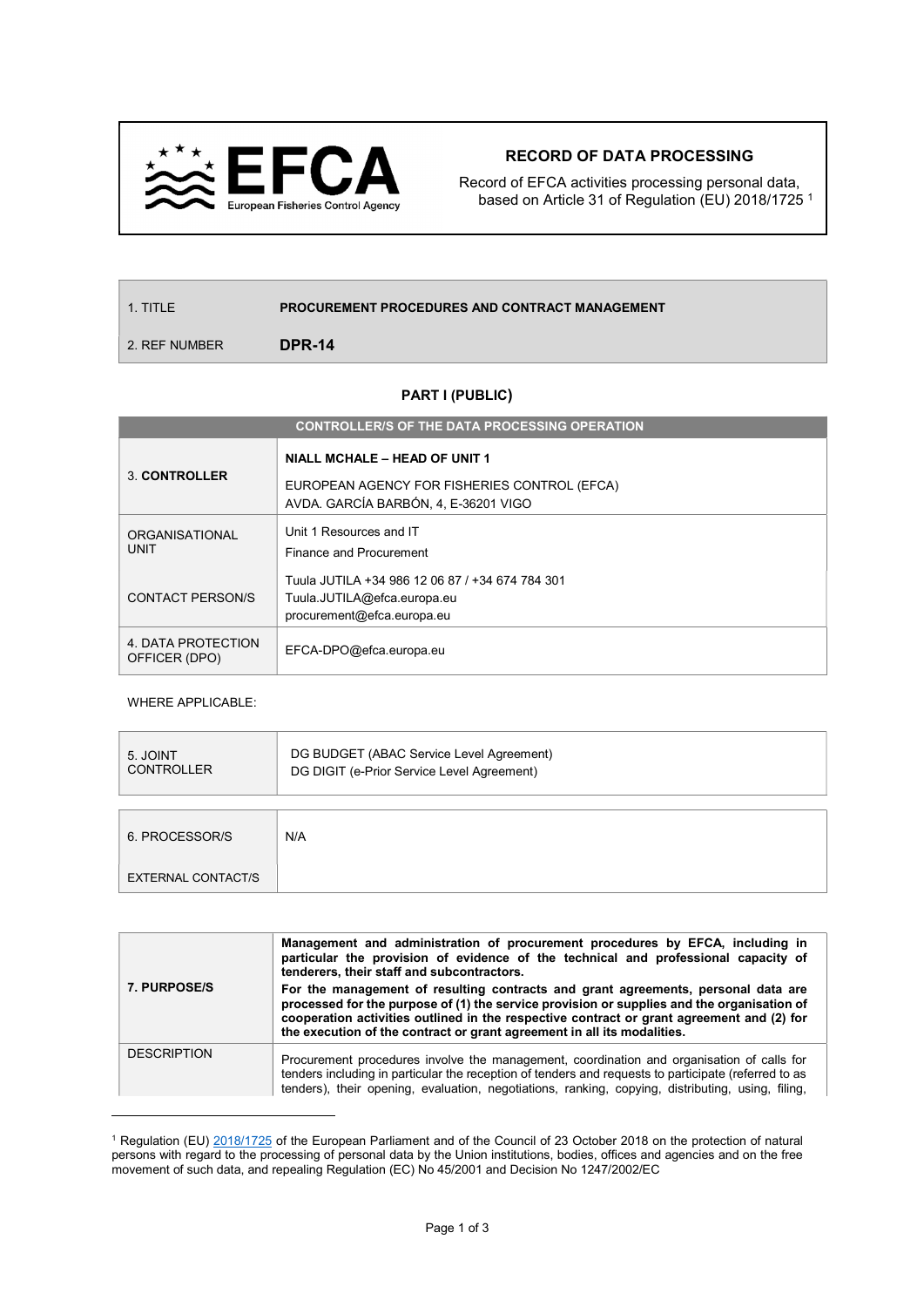# RECORD OF DATA PROCESSING

Record of EFCA activities processing personal data, based on Article 31 of Regulation (EU) 2018/1725 [1]

| 1. TITLE | **PROCUREMENT PROCEDURES AND CONTRACT MANAGEMENT** |
|---|---|
| 2. REF NUMBER | **DPR-14** |

## PART I (PUBLIC)

| **CONTROLLER/S OF THE DATA PROCESSING OPERATION** | |
|---|---|
| 3. **CONTROLLER** | **NIALL MCHALE – HEAD OF UNIT 1**<br>EUROPEAN AGENCY FOR FISHERIES CONTROL (EFCA)<br>AVDA. GARCÍA BARBÓN, 4, E-36201 VIGO |
| ORGANISATIONAL UNIT | Unit 1 Resources and IT<br>Finance and Procurement |
| CONTACT PERSON/S | Tuula JUTILA +34 986 12 06 87 / +34 674 784 301<br>Tuula.JUTILA@efca.europa.eu<br>procurement@efca.europa.eu |
| 4. DATA PROTECTION OFFICER (DPO) | EFCA-DPO@efca.europa.eu |

WHERE APPLICABLE:

| 5. JOINT CONTROLLER | DG BUDGET (ABAC Service Level Agreement)<br>DG DIGIT (e-Prior Service Level Agreement) |
|---|---|

| 6. PROCESSOR/S | N/A |
|---|---|
| EXTERNAL CONTACT/S | |

| 7. PURPOSE/S | **Management and administration of procurement procedures by EFCA, including in particular the provision of evidence of the technical and professional capacity of tenderers, their staff and subcontractors.**<br>**For the management of resulting contracts and grant agreements, personal data are processed for the purpose of (1) the service provision or supplies and the organisation of cooperation activities outlined in the respective contract or grant agreement and (2) for the execution of the contract or grant agreement in all its modalities.** |
|---|---|
| DESCRIPTION | Procurement procedures involve the management, coordination and organisation of calls for tenders including in particular the reception of tenders and requests to participate (referred to as tenders), their opening, evaluation, negotiations, ranking, copying, distributing, using, filing, |

[1] Regulation (EU) 2018/1725 of the European Parliament and of the Council of 23 October 2018 on the protection of natural persons with regard to the processing of personal data by the Union institutions, bodies, offices and agencies and on the free movement of such data, and repealing Regulation (EC) No 45/2001 and Decision No 1247/2002/EC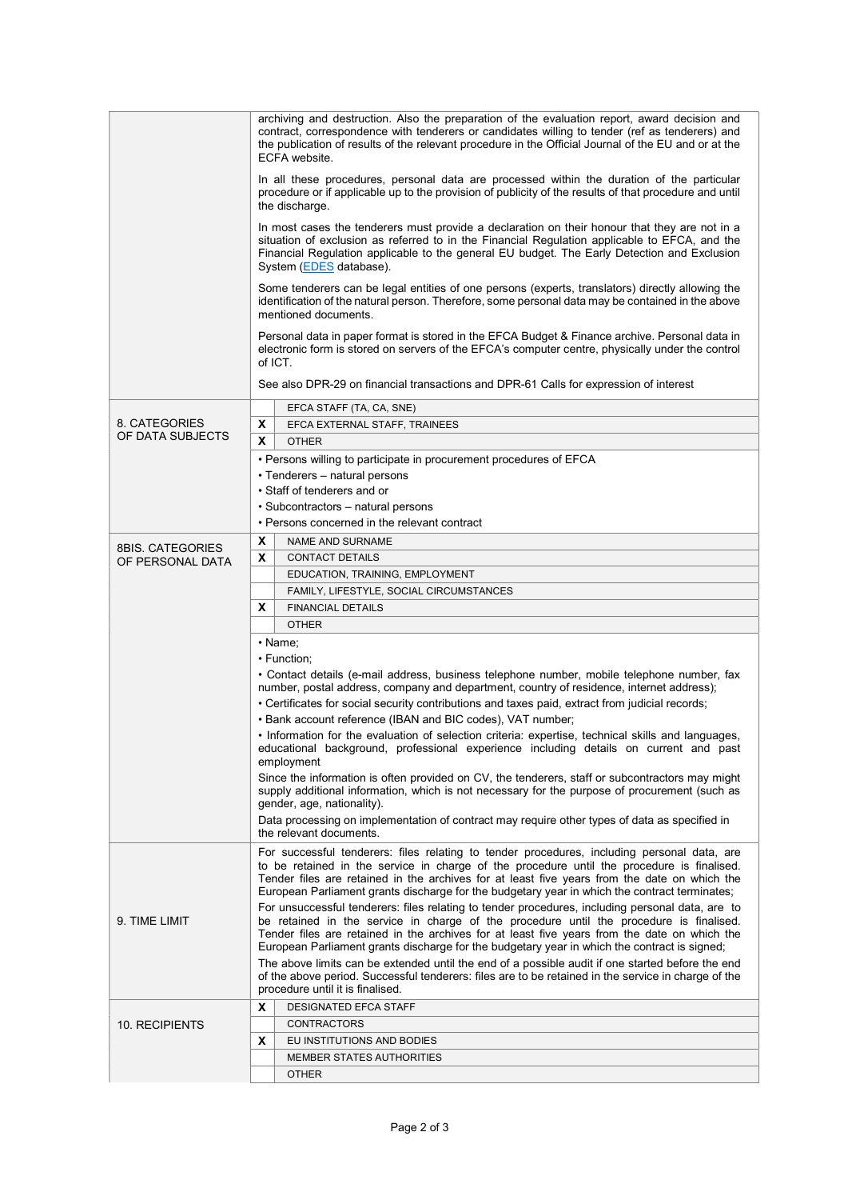| | |
|---|---|
| | archiving and destruction. Also the preparation of the evaluation report, award decision and contract, correspondence with tenderers or candidates willing to tender (ref as tenderers) and the publication of results of the relevant procedure in the Official Journal of the EU and or at the ECFA website.<br><br>In all these procedures, personal data are processed within the duration of the particular procedure or if applicable up to the provision of publicity of the results of that procedure and until the discharge.<br><br>In most cases the tenderers must provide a declaration on their honour that they are not in a situation of exclusion as referred to in the Financial Regulation applicable to EFCA, and the Financial Regulation applicable to the general EU budget. The Early Detection and Exclusion System (EDES database).<br><br>Some tenderers can be legal entities of one persons (experts, translators) directly allowing the identification of the natural person. Therefore, some personal data may be contained in the above mentioned documents.<br><br>Personal data in paper format is stored in the EFCA Budget & Finance archive. Personal data in electronic form is stored on servers of the EFCA's computer centre, physically under the control of ICT.<br><br>See also DPR-29 on financial transactions and DPR-61 Calls for expression of interest |
| 8. CATEGORIES OF DATA SUBJECTS | [ ] EFCA STAFF (TA, CA, SNE)<br>[X] EFCA EXTERNAL STAFF, TRAINEES<br>[X] OTHER<br><br>• Persons willing to participate in procurement procedures of EFCA<br>• Tenderers – natural persons<br>• Staff of tenderers and or<br>• Subcontractors – natural persons<br>• Persons concerned in the relevant contract |
| 8BIS. CATEGORIES OF PERSONAL DATA | [X] NAME AND SURNAME<br>[X] CONTACT DETAILS<br>[ ] EDUCATION, TRAINING, EMPLOYMENT<br>[ ] FAMILY, LIFESTYLE, SOCIAL CIRCUMSTANCES<br>[X] FINANCIAL DETAILS<br>[ ] OTHER<br><br>• Name;<br>• Function;<br>• Contact details (e-mail address, business telephone number, mobile telephone number, fax number, postal address, company and department, country of residence, internet address);<br>• Certificates for social security contributions and taxes paid, extract from judicial records;<br>• Bank account reference (IBAN and BIC codes), VAT number;<br>• Information for the evaluation of selection criteria: expertise, technical skills and languages, educational background, professional experience including details on current and past employment<br><br>Since the information is often provided on CV, the tenderers, staff or subcontractors may might supply additional information, which is not necessary for the purpose of procurement (such as gender, age, nationality).<br><br>Data processing on implementation of contract may require other types of data as specified in the relevant documents. |
| 9. TIME LIMIT | For successful tenderers: files relating to tender procedures, including personal data, are to be retained in the service in charge of the procedure until the procedure is finalised. Tender files are retained in the archives for at least five years from the date on which the European Parliament grants discharge for the budgetary year in which the contract terminates;<br><br>For unsuccessful tenderers: files relating to tender procedures, including personal data, are to be retained in the service in charge of the procedure until the procedure is finalised. Tender files are retained in the archives for at least five years from the date on which the European Parliament grants discharge for the budgetary year in which the contract is signed;<br><br>The above limits can be extended until the end of a possible audit if one started before the end of the above period. Successful tenderers: files are to be retained in the service in charge of the procedure until it is finalised. |
| 10. RECIPIENTS | [X] DESIGNATED EFCA STAFF<br>[ ] CONTRACTORS<br>[X] EU INSTITUTIONS AND BODIES<br>[ ] MEMBER STATES AUTHORITIES<br>[ ] OTHER |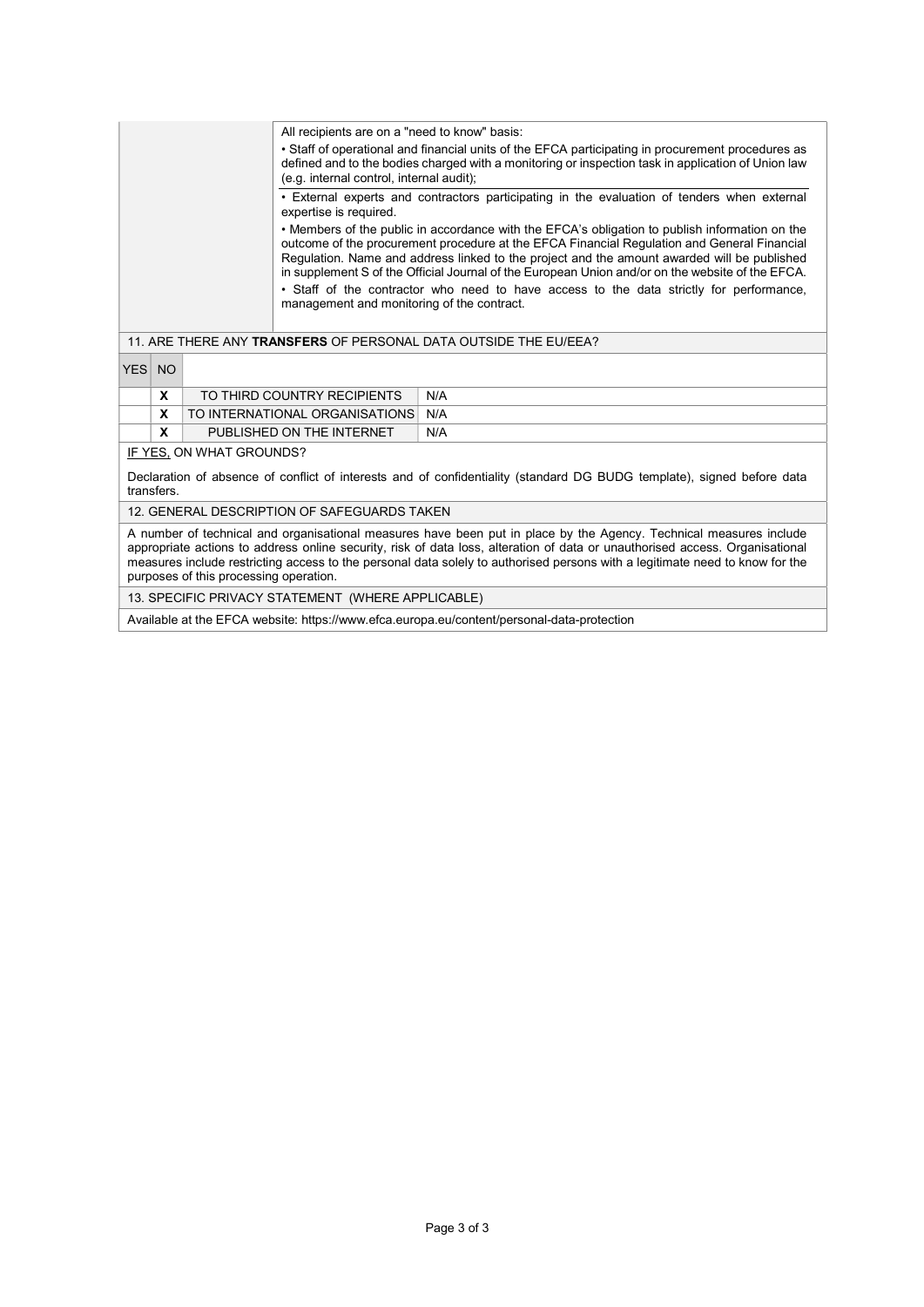| | |
|---|---|
| | All recipients are on a "need to know" basis:<br>• Staff of operational and financial units of the EFCA participating in procurement procedures as defined and to the bodies charged with a monitoring or inspection task in application of Union law (e.g. internal control, internal audit);<br>• External experts and contractors participating in the evaluation of tenders when external expertise is required.<br>• Members of the public in accordance with the EFCA's obligation to publish information on the outcome of the procurement procedure at the EFCA Financial Regulation and General Financial Regulation. Name and address linked to the project and the amount awarded will be published in supplement S of the Official Journal of the European Union and/or on the website of the EFCA.<br>• Staff of the contractor who need to have access to the data strictly for performance, management and monitoring of the contract. |

11. ARE THERE ANY **TRANSFERS** OF PERSONAL DATA OUTSIDE THE EU/EEA?

| YES | NO | | |
|---|---|---|---|
| | X | TO THIRD COUNTRY RECIPIENTS | N/A |
| | X | TO INTERNATIONAL ORGANISATIONS | N/A |
| | X | PUBLISHED ON THE INTERNET | N/A |

<u>IF YES,</u> ON WHAT GROUNDS?

Declaration of absence of conflict of interests and of confidentiality (standard DG BUDG template), signed before data transfers.

12. GENERAL DESCRIPTION OF SAFEGUARDS TAKEN

A number of technical and organisational measures have been put in place by the Agency. Technical measures include appropriate actions to address online security, risk of data loss, alteration of data or unauthorised access. Organisational measures include restricting access to the personal data solely to authorised persons with a legitimate need to know for the purposes of this processing operation.

13. SPECIFIC PRIVACY STATEMENT (WHERE APPLICABLE)

Available at the EFCA website: https://www.efca.europa.eu/content/personal-data-protection